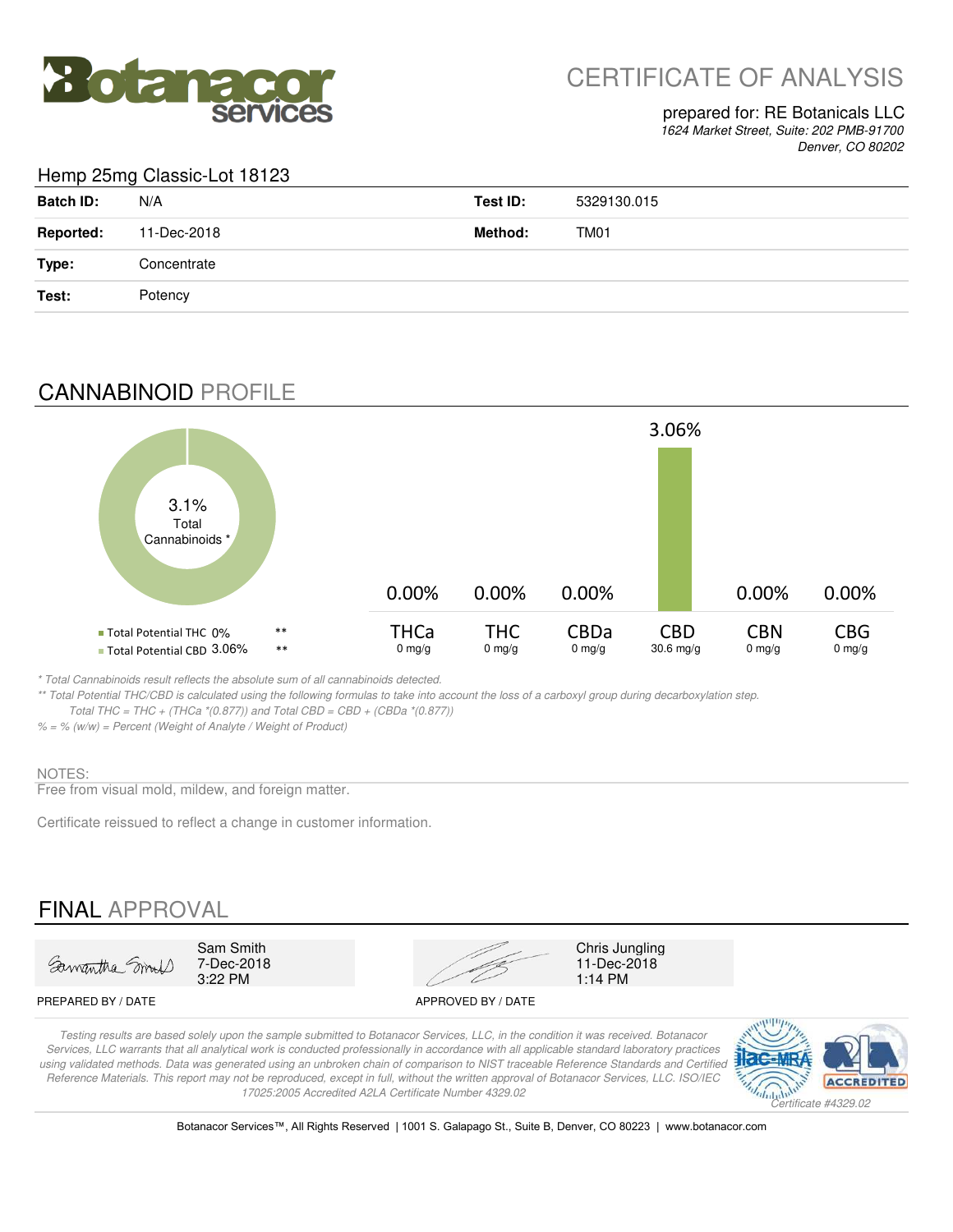# CERTIFICATE OF ANALYSIS

prepared for: RE Botanicals LLC
*1624 Market Street, Suite: 202 PMB-91700*
*Denver, CO 80202*

## Hemp 25mg Classic-Lot 18123

| | | | |
|---|---|---|---|
| **Batch ID:** | N/A | **Test ID:** | 5329130.015 |
| **Reported:** | 11-Dec-2018 | **Method:** | TM01 |
| **Type:** | Concentrate | | |
| **Test:** | Potency | | |

## CANNABINOID PROFILE

3.1% Total Cannabinoids *

- Total Potential THC 0% **
- Total Potential CBD 3.06% **

| | THCa | THC | CBDa | CBD | CBN | CBG |
|---|---|---|---|---|---|---|
| % | 0.00% | 0.00% | 0.00% | 3.06% | 0.00% | 0.00% |
| mg/g | 0 mg/g | 0 mg/g | 0 mg/g | 30.6 mg/g | 0 mg/g | 0 mg/g |

*\* Total Cannabinoids result reflects the absolute sum of all cannabinoids detected.*
*\*\* Total Potential THC/CBD is calculated using the following formulas to take into account the loss of a carboxyl group during decarboxylation step.*
*Total THC = THC + (THCa \*(0.877)) and Total CBD = CBD + (CBDa \*(0.877))*
*% = % (w/w) = Percent (Weight of Analyte / Weight of Product)*

NOTES:
Free from visual mold, mildew, and foreign matter.

Certificate reissued to reflect a change in customer information.

## FINAL APPROVAL

| PREPARED BY / DATE | APPROVED BY / DATE |
|---|---|
| Sam Smith, 7-Dec-2018, 3:22 PM | Chris Jungling, 11-Dec-2018, 1:14 PM |

*Testing results are based solely upon the sample submitted to Botanacor Services, LLC, in the condition it was received. Botanacor Services, LLC warrants that all analytical work is conducted professionally in accordance with all applicable standard laboratory practices using validated methods. Data was generated using an unbroken chain of comparison to NIST traceable Reference Standards and Certified Reference Materials. This report may not be reproduced, except in full, without the written approval of Botanacor Services, LLC. ISO/IEC 17025:2005 Accredited A2LA Certificate Number 4329.02*

*Certificate #4329.02*

Botanacor Services™, All Rights Reserved | 1001 S. Galapago St., Suite B, Denver, CO 80223 | www.botanacor.com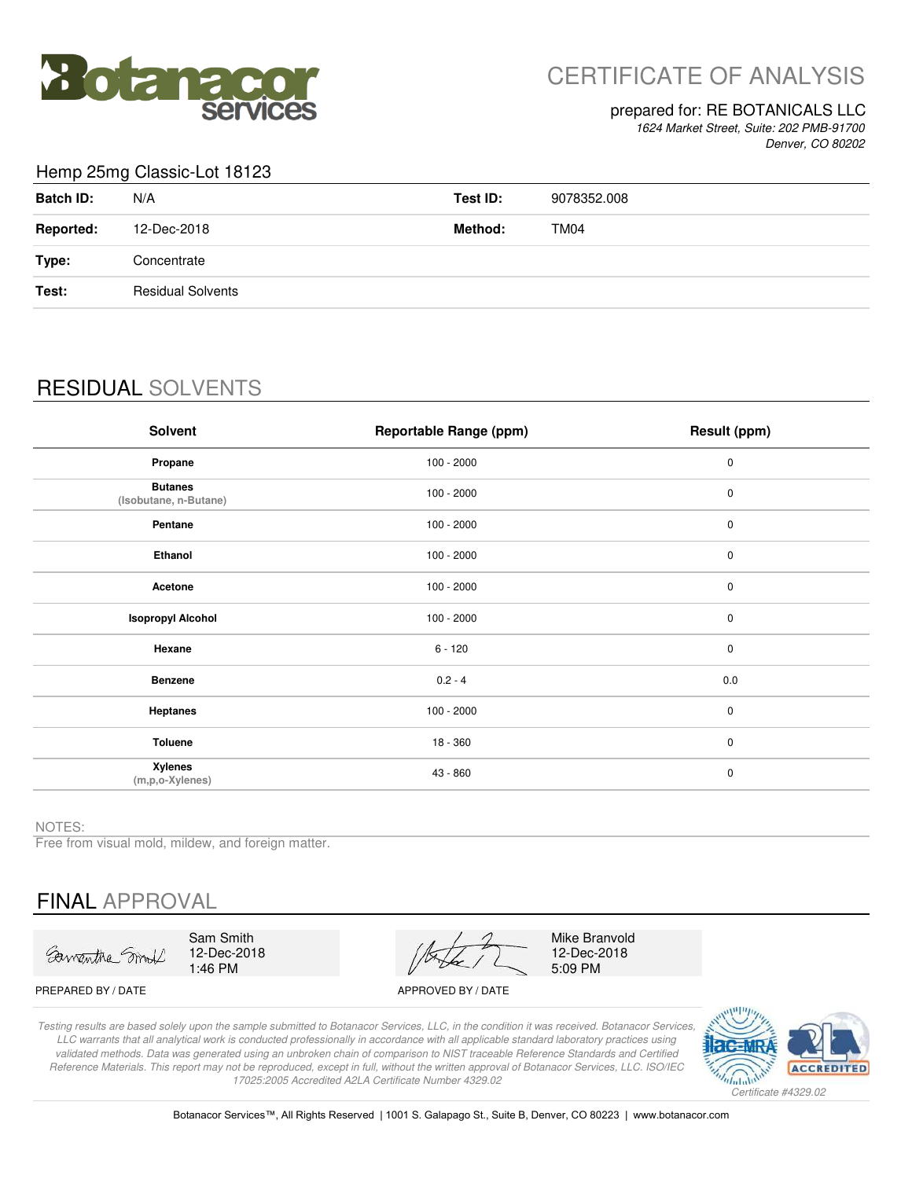# CERTIFICATE OF ANALYSIS

prepared for: RE BOTANICALS LLC
*1624 Market Street, Suite: 202 PMB-91700*
*Denver, CO 80202*

## Hemp 25mg Classic-Lot 18123

| | | | |
|---|---|---|---|
| **Batch ID:** | N/A | **Test ID:** | 9078352.008 |
| **Reported:** | 12-Dec-2018 | **Method:** | TM04 |
| **Type:** | Concentrate | | |
| **Test:** | Residual Solvents | | |

## RESIDUAL SOLVENTS

| Solvent | Reportable Range (ppm) | Result (ppm) |
|---|---|---|
| **Propane** | 100 - 2000 | 0 |
| **Butanes** (Isobutane, n-Butane) | 100 - 2000 | 0 |
| **Pentane** | 100 - 2000 | 0 |
| **Ethanol** | 100 - 2000 | 0 |
| **Acetone** | 100 - 2000 | 0 |
| **Isopropyl Alcohol** | 100 - 2000 | 0 |
| **Hexane** | 6 - 120 | 0 |
| **Benzene** | 0.2 - 4 | 0.0 |
| **Heptanes** | 100 - 2000 | 0 |
| **Toluene** | 18 - 360 | 0 |
| **Xylenes** (m,p,o-Xylenes) | 43 - 860 | 0 |

NOTES:
Free from visual mold, mildew, and foreign matter.

## FINAL APPROVAL

| PREPARED BY / DATE | APPROVED BY / DATE |
|---|---|
| Sam Smith 12-Dec-2018 1:46 PM | Mike Branvold 12-Dec-2018 5:09 PM |

*Testing results are based solely upon the sample submitted to Botanacor Services, LLC, in the condition it was received. Botanacor Services, LLC warrants that all analytical work is conducted professionally in accordance with all applicable standard laboratory practices using validated methods. Data was generated using an unbroken chain of comparison to NIST traceable Reference Standards and Certified Reference Materials. This report may not be reproduced, except in full, without the written approval of Botanacor Services, LLC. ISO/IEC 17025:2005 Accredited A2LA Certificate Number 4329.02*

*Certificate #4329.02*

Botanacor Services™, All Rights Reserved | 1001 S. Galapago St., Suite B, Denver, CO 80223 | www.botanacor.com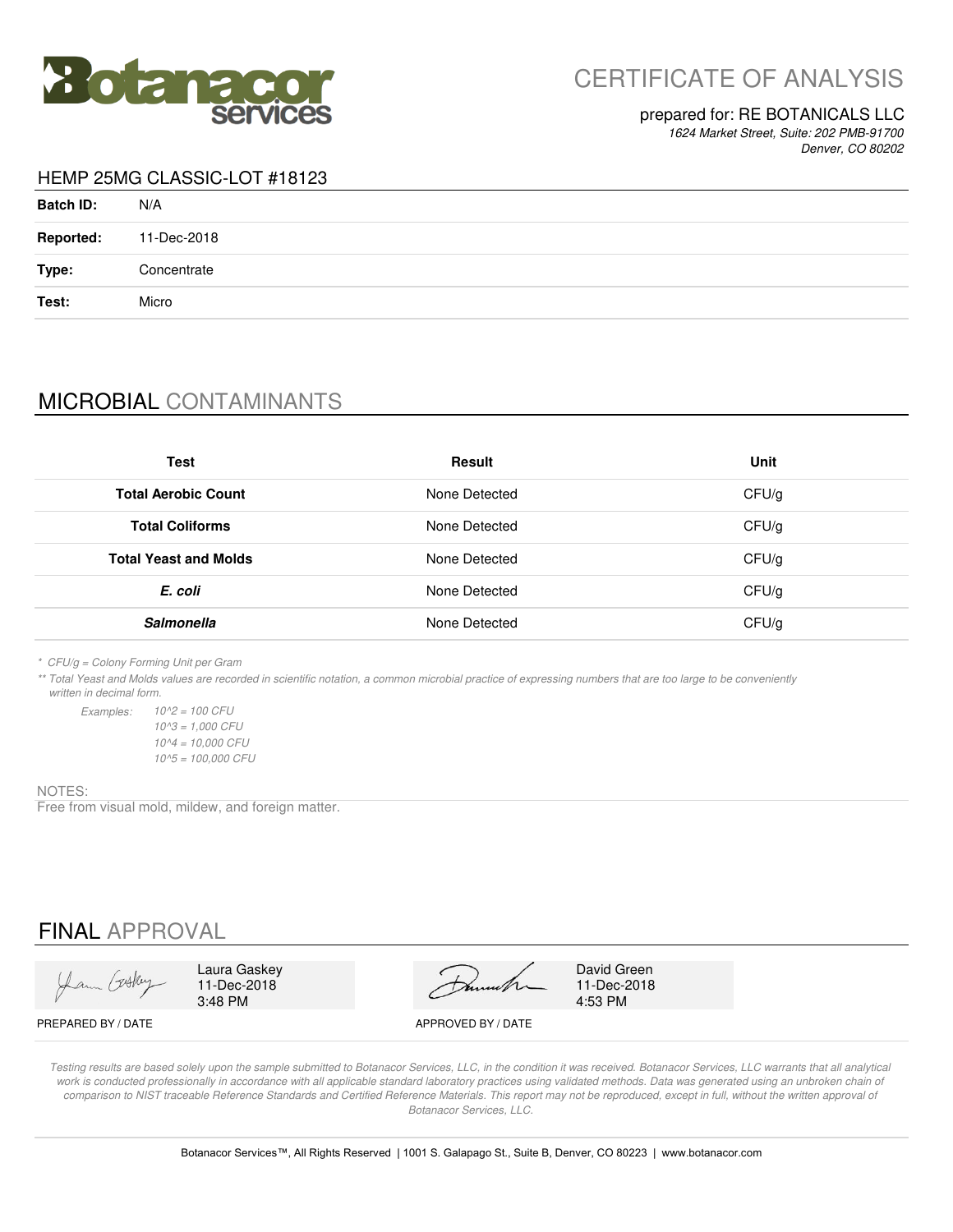# CERTIFICATE OF ANALYSIS

prepared for: RE BOTANICALS LLC
*1624 Market Street, Suite: 202 PMB-91700*
*Denver, CO 80202*

## HEMP 25MG CLASSIC-LOT #18123

| | |
|---|---|
| **Batch ID:** | N/A |
| **Reported:** | 11-Dec-2018 |
| **Type:** | Concentrate |
| **Test:** | Micro |

## MICROBIAL CONTAMINANTS

| Test | Result | Unit |
|---|---|---|
| **Total Aerobic Count** | None Detected | CFU/g |
| **Total Coliforms** | None Detected | CFU/g |
| **Total Yeast and Molds** | None Detected | CFU/g |
| ***E. coli*** | None Detected | CFU/g |
| ***Salmonella*** | None Detected | CFU/g |

*\* CFU/g = Colony Forming Unit per Gram*

*\*\* Total Yeast and Molds values are recorded in scientific notation, a common microbial practice of expressing numbers that are too large to be conveniently written in decimal form.*

*Examples: 10^2 = 100 CFU*
*10^3 = 1,000 CFU*
*10^4 = 10,000 CFU*
*10^5 = 100,000 CFU*

NOTES:
Free from visual mold, mildew, and foreign matter.

## FINAL APPROVAL

| PREPARED BY / DATE | APPROVED BY / DATE |
|---|---|
| Laura Gaskey, 11-Dec-2018, 3:48 PM | David Green, 11-Dec-2018, 4:53 PM |

*Testing results are based solely upon the sample submitted to Botanacor Services, LLC, in the condition it was received. Botanacor Services, LLC warrants that all analytical work is conducted professionally in accordance with all applicable standard laboratory practices using validated methods. Data was generated using an unbroken chain of comparison to NIST traceable Reference Standards and Certified Reference Materials. This report may not be reproduced, except in full, without the written approval of Botanacor Services, LLC.*

Botanacor Services™, All Rights Reserved | 1001 S. Galapago St., Suite B, Denver, CO 80223 | www.botanacor.com